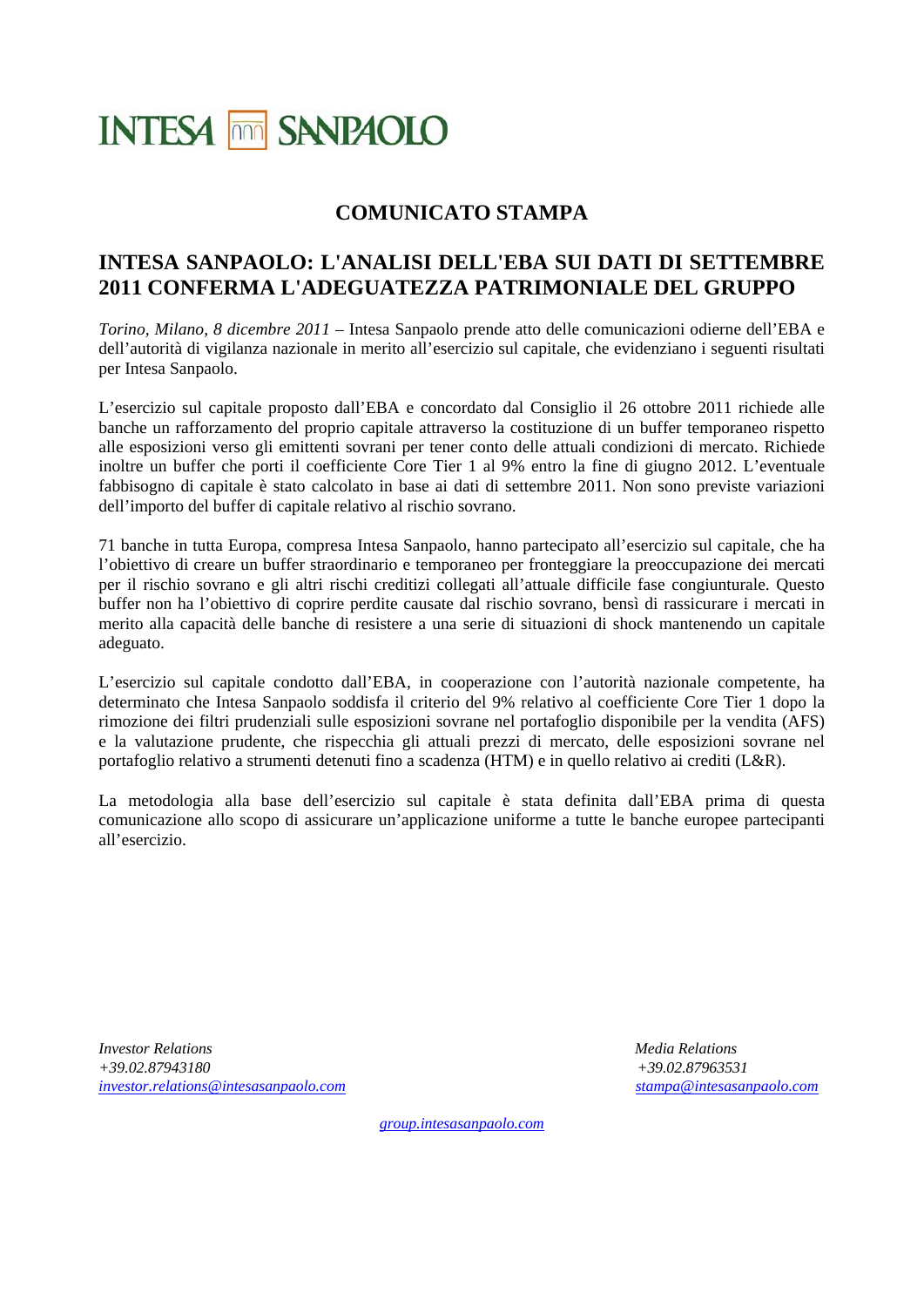INTESA SANPAOLO

## COMUNICATO STAMPA

# INTESA SANPAOLO: L'ANALISI DELL'EBA SUI DATI DI SETTEMBRE 2011 CONFERMA L'ADEGUATEZZA PATRIMONIALE DEL GRUPPO

*Torino, Milano, 8 dicembre 2011* – Intesa Sanpaolo prende atto delle comunicazioni odierne dell'EBA e dell'autorità di vigilanza nazionale in merito all'esercizio sul capitale, che evidenziano i seguenti risultati per Intesa Sanpaolo.

L'esercizio sul capitale proposto dall'EBA e concordato dal Consiglio il 26 ottobre 2011 richiede alle banche un rafforzamento del proprio capitale attraverso la costituzione di un buffer temporaneo rispetto alle esposizioni verso gli emittenti sovrani per tener conto delle attuali condizioni di mercato. Richiede inoltre un buffer che porti il coefficiente Core Tier 1 al 9% entro la fine di giugno 2012. L'eventuale fabbisogno di capitale è stato calcolato in base ai dati di settembre 2011. Non sono previste variazioni dell'importo del buffer di capitale relativo al rischio sovrano.

71 banche in tutta Europa, compresa Intesa Sanpaolo, hanno partecipato all'esercizio sul capitale, che ha l'obiettivo di creare un buffer straordinario e temporaneo per fronteggiare la preoccupazione dei mercati per il rischio sovrano e gli altri rischi creditizi collegati all'attuale difficile fase congiunturale. Questo buffer non ha l'obiettivo di coprire perdite causate dal rischio sovrano, bensì di rassicurare i mercati in merito alla capacità delle banche di resistere a una serie di situazioni di shock mantenendo un capitale adeguato.

L'esercizio sul capitale condotto dall'EBA, in cooperazione con l'autorità nazionale competente, ha determinato che Intesa Sanpaolo soddisfa il criterio del 9% relativo al coefficiente Core Tier 1 dopo la rimozione dei filtri prudenziali sulle esposizioni sovrane nel portafoglio disponibile per la vendita (AFS) e la valutazione prudente, che rispecchia gli attuali prezzi di mercato, delle esposizioni sovrane nel portafoglio relativo a strumenti detenuti fino a scadenza (HTM) e in quello relativo ai crediti (L&R).

La metodologia alla base dell'esercizio sul capitale è stata definita dall'EBA prima di questa comunicazione allo scopo di assicurare un'applicazione uniforme a tutte le banche europee partecipanti all'esercizio.

*Investor Relations*
*+39.02.87943180*
*investor.relations@intesasanpaolo.com*

*Media Relations*
*+39.02.87963531*
*stampa@intesasanpaolo.com*

*group.intesasanpaolo.com*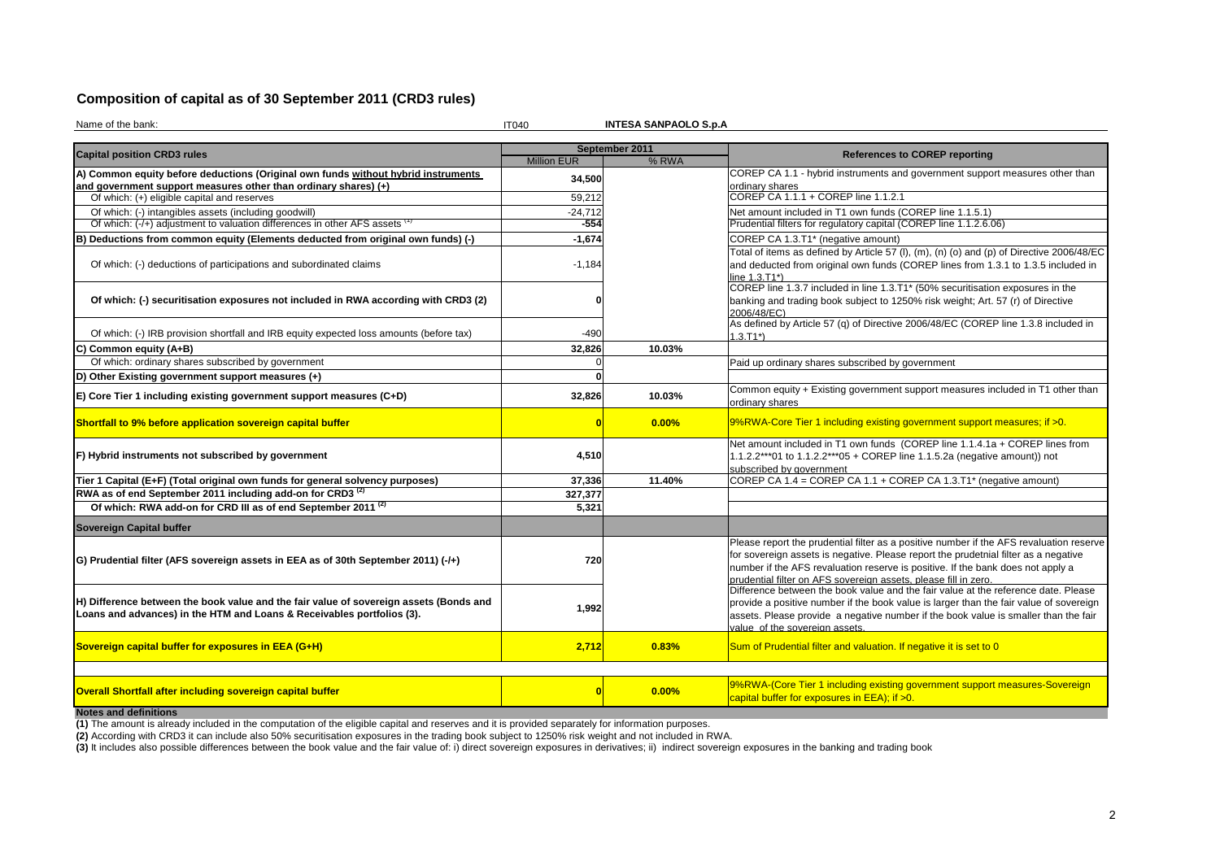## Composition of capital as of 30 September 2011 (CRD3 rules)

Name of the bank: IT040 **INTESA SANPAOLO S.p.A**

| Capital position CRD3 rules | September 2011 | | References to COREP reporting |
|---|---|---|---|
| | Million EUR | % RWA | |
| **A) Common equity before deductions (Original own funds without hybrid instruments and government support measures other than ordinary shares) (+)** | 34,500 | | COREP CA 1.1 - hybrid instruments and government support measures other than ordinary shares |
| Of which: (+) eligible capital and reserves | 59,212 | | COREP CA 1.1.1 + COREP line 1.1.2.1 |
| Of which: (-) intangibles assets (including goodwill) | -24,712 | | Net amount included in T1 own funds (COREP line 1.1.5.1) |
| Of which: (-/+) adjustment to valuation differences in other AFS assets [1] | -554 | | Prudential filters for regulatory capital (COREP line 1.1.2.6.06) |
| **B) Deductions from common equity (Elements deducted from original own funds) (-)** | -1,674 | | COREP CA 1.3.T1* (negative amount) |
| Of which: (-) deductions of participations and subordinated claims | -1,184 | | Total of items as defined by Article 57 (l), (m), (n) (o) and (p) of Directive 2006/48/EC and deducted from original own funds (COREP lines from 1.3.1 to 1.3.5 included in line 1.3.T1*) |
| **Of which: (-) securitisation exposures not included in RWA according with CRD3 (2)** | 0 | | COREP line 1.3.7 included in line 1.3.T1* (50% securitisation exposures in the banking and trading book subject to 1250% risk weight; Art. 57 (r) of Directive 2006/48/EC) |
| Of which: (-) IRB provision shortfall and IRB equity expected loss amounts (before tax) | -490 | | As defined by Article 57 (q) of Directive 2006/48/EC (COREP line 1.3.8 included in 1.3.T1*) |
| **C) Common equity (A+B)** | 32,826 | 10.03% | |
| Of which: ordinary shares subscribed by government | 0 | | Paid up ordinary shares subscribed by government |
| **D) Other Existing government support measures (+)** | 0 | | |
| **E) Core Tier 1 including existing government support measures (C+D)** | 32,826 | 10.03% | Common equity + Existing government support measures included in T1 other than ordinary shares |
| **Shortfall to 9% before application sovereign capital buffer** | 0 | 0.00% | 9%RWA-Core Tier 1 including existing government support measures; if >0. |
| **F) Hybrid instruments not subscribed by government** | 4,510 | | Net amount included in T1 own funds (COREP line 1.1.4.1a + COREP lines from 1.1.2.2***01 to 1.1.2.2***05 + COREP line 1.1.5.2a (negative amount)) not subscribed by government |
| **Tier 1 Capital (E+F) (Total original own funds for general solvency purposes)** | 37,336 | 11.40% | COREP CA 1.4 = COREP CA 1.1 + COREP CA 1.3.T1* (negative amount) |
| **RWA as of end September 2011 including add-on for CRD3 [2]** | 327,377 | | |
| **Of which: RWA add-on for CRD III as of end September 2011 [2]** | 5,321 | | |
| **Sovereign Capital buffer** | | | |
| **G) Prudential filter (AFS sovereign assets in EEA as of 30th September 2011) (-/+)** | 720 | | Please report the prudential filter as a positive number if the AFS revaluation reserve for sovereign assets is negative. Please report the prudetnial filter as a negative number if the AFS revaluation reserve is positive. If the bank does not apply a prudential filter on AFS sovereign assets, please fill in zero. |
| **H) Difference between the book value and the fair value of sovereign assets (Bonds and Loans and advances) in the HTM and Loans & Receivables portfolios (3).** | 1,992 | | Difference between the book value and the fair value at the reference date. Please provide a positive number if the book value is larger than the fair value of sovereign assets. Please provide a negative number if the book value is smaller than the fair value of the sovereign assets. |
| **Sovereign capital buffer for exposures in EEA (G+H)** | 2,712 | 0.83% | Sum of Prudential filter and valuation. If negative it is set to 0 |
| **Overall Shortfall after including sovereign capital buffer** | 0 | 0.00% | 9%RWA-(Core Tier 1 including existing government support measures-Sovereign capital buffer for exposures in EEA); if >0. |

**Notes and definitions**

**(1)** The amount is already included in the computation of the eligible capital and reserves and it is provided separately for information purposes.

**(2)** According with CRD3 it can include also 50% securitisation exposures in the trading book subject to 1250% risk weight and not included in RWA.

**(3)** It includes also possible differences between the book value and the fair value of: i) direct sovereign exposures in derivatives; ii) indirect sovereign exposures in the banking and trading book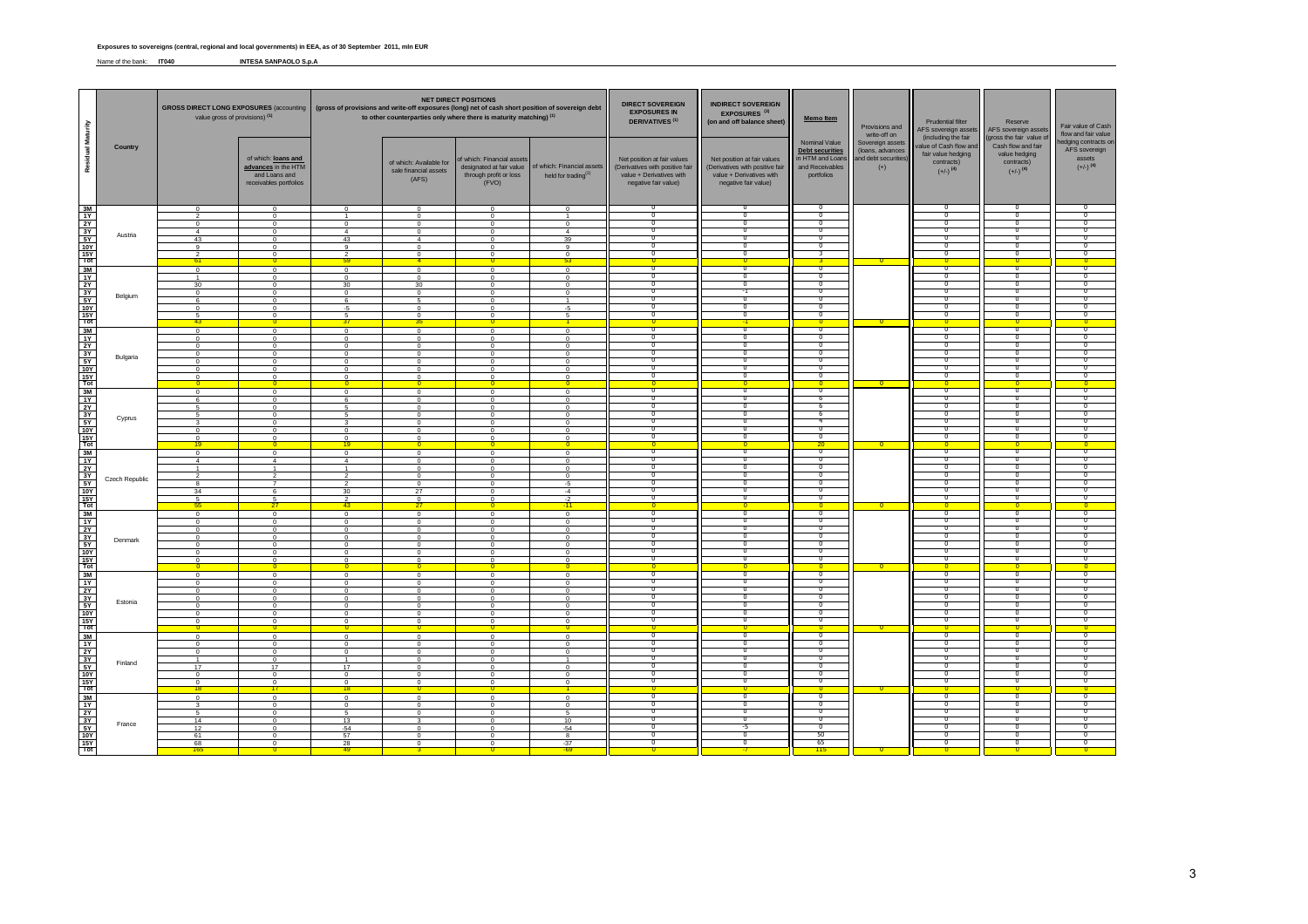**Exposures to sovereigns (central, regional and local governments) in EEA, as of 30 September 2011, mln EUR**

Name of the bank: **IT040** **INTESA SANPAOLO S.p.A**

| Residual Maturity | Country | GROSS DIRECT LONG EXPOSURES (accounting value gross of provisions) (1) | | NET DIRECT POSITIONS (gross of provisions and write-off exposures (long) net of cash short position of sovereign debt to other counterparties only where there is maturity matching) (1) | | | | DIRECT SOVEREIGN EXPOSURES IN DERIVATIVES (1) | INDIRECT SOVEREIGN EXPOSURES (3) (on and off balance sheet) | Memo Item | Provisions and write-off on Sovereign assets (loans, advances and debt securities) (+) | Prudential filter AFS sovereign assets (including the fair value of Cash flow and fair value hedging contracts) (+/-) (4) | Reserve AFS sovereign assets (gross the fair value of Cash flow and fair value hedging contracts) (+/-) (4) | Fair value of Cash flow and fair value hedging contracts on AFS sovereign assets (+/-) (4) |
|---|---|---|---|---|---|---|---|---|---|---|---|---|---|---|
| | | | of which: loans and advances in the HTM and Loans and receivables portfolios | | of which: Available for sale financial assets (AFS) | of which: Financial assets designated at fair value through profit or loss (FVO) | of which: Financial assets held for trading (2) | Net position at fair values (Derivatives with positive fair value + Derivatives with negative fair value) | Net position at fair values (Derivatives with positive fair value + Derivatives with negative fair value) | Nominal Value Debt securities in HTM and Loans and Receivables portfolios | | | | |
| 3M | Austria | 0 | 0 | 0 | 0 | 0 | 0 | 0 | 0 | 0 | | 0 | 0 | 0 |
| 1Y | | 2 | 0 | 1 | 0 | 0 | 1 | 0 | 0 | 0 | | 0 | 0 | 0 |
| 2Y | | 0 | 0 | 0 | 0 | 0 | 0 | 0 | 0 | 0 | | 0 | 0 | 0 |
| 3Y | | 4 | 0 | 4 | 0 | 0 | 4 | 0 | 0 | 0 | | 0 | 0 | 0 |
| 5Y | | 43 | 0 | 43 | 4 | 0 | 39 | 0 | 0 | 0 | | 0 | 0 | 0 |
| 10Y | | 9 | 0 | 9 | 0 | 0 | 9 | 0 | 0 | 0 | | 0 | 0 | 0 |
| 15Y | | 2 | 0 | 2 | 0 | 0 | 0 | 0 | 0 | 3 | | 0 | 0 | 0 |
| Tot | | 61 | 0 | 59 | 4 | 0 | 53 | 0 | 0 | 3 | 0 | 0 | 0 | 0 |
| 3M | Belgium | 0 | 0 | 0 | 0 | 0 | 0 | 0 | 0 | 0 | | 0 | 0 | 0 |
| 1Y | | 1 | 0 | 0 | 0 | 0 | 0 | 0 | 0 | 0 | | 0 | 0 | 0 |
| 2Y | | 30 | 0 | 30 | 30 | 0 | 0 | 0 | 0 | 0 | | 0 | 0 | 0 |
| 3Y | | 0 | 0 | 0 | 0 | 0 | 0 | 0 | -1 | 0 | | 0 | 0 | 0 |
| 5Y | | 6 | 0 | 6 | 5 | 0 | 1 | 0 | 0 | 0 | | 0 | 0 | 0 |
| 10Y | | 0 | 0 | -5 | 0 | 0 | -5 | 0 | 0 | 0 | | 0 | 0 | 0 |
| 15Y | | 5 | 0 | 5 | 0 | 0 | 5 | 0 | 0 | 0 | | 0 | 0 | 0 |
| Tot | | 43 | 0 | 37 | 35 | 0 | 1 | 0 | -1 | 0 | 0 | 0 | 0 | 0 |
| 3M | Bulgaria | 0 | 0 | 0 | 0 | 0 | 0 | 0 | 0 | 0 | | 0 | 0 | 0 |
| 1Y | | 0 | 0 | 0 | 0 | 0 | 0 | 0 | 0 | 0 | | 0 | 0 | 0 |
| 2Y | | 0 | 0 | 0 | 0 | 0 | 0 | 0 | 0 | 0 | | 0 | 0 | 0 |
| 3Y | | 0 | 0 | 0 | 0 | 0 | 0 | 0 | 0 | 0 | | 0 | 0 | 0 |
| 5Y | | 0 | 0 | 0 | 0 | 0 | 0 | 0 | 0 | 0 | | 0 | 0 | 0 |
| 10Y | | 0 | 0 | 0 | 0 | 0 | 0 | 0 | 0 | 0 | | 0 | 0 | 0 |
| 15Y | | 0 | 0 | 0 | 0 | 0 | 0 | 0 | 0 | 0 | | 0 | 0 | 0 |
| Tot | | 0 | 0 | 0 | 0 | 0 | 0 | 0 | 0 | 0 | 0 | 0 | 0 | 0 |
| 3M | Cyprus | 0 | 0 | 0 | 0 | 0 | 0 | 0 | 0 | 0 | | 0 | 0 | 0 |
| 1Y | | 6 | 0 | 6 | 0 | 0 | 0 | 0 | 0 | 6 | | 0 | 0 | 0 |
| 2Y | | 5 | 0 | 5 | 0 | 0 | 0 | 0 | 0 | 6 | | 0 | 0 | 0 |
| 3Y | | 5 | 0 | 5 | 0 | 0 | 0 | 0 | 0 | 6 | | 0 | 0 | 0 |
| 5Y | | 3 | 0 | 3 | 0 | 0 | 0 | 0 | 0 | 4 | | 0 | 0 | 0 |
| 10Y | | 0 | 0 | 0 | 0 | 0 | 0 | 0 | 0 | 0 | | 0 | 0 | 0 |
| 15Y | | 0 | 0 | 0 | 0 | 0 | 0 | 0 | 0 | 0 | | 0 | 0 | 0 |
| Tot | | 19 | 0 | 19 | 0 | 0 | 0 | 0 | 0 | 20 | 0 | 0 | 0 | 0 |
| 3M | Czech Republic | 0 | 0 | 0 | 0 | 0 | 0 | 0 | 0 | 0 | | 0 | 0 | 0 |
| 1Y | | 4 | 4 | 4 | 0 | 0 | 0 | 0 | 0 | 0 | | 0 | 0 | 0 |
| 2Y | | 1 | 1 | 1 | 0 | 0 | 0 | 0 | 0 | 0 | | 0 | 0 | 0 |
| 3Y | | 2 | 2 | 2 | 0 | 0 | 0 | 0 | 0 | 0 | | 0 | 0 | 0 |
| 5Y | | 8 | 7 | 2 | 0 | 0 | -5 | 0 | 0 | 0 | | 0 | 0 | 0 |
| 10Y | | 34 | 6 | 30 | 27 | 0 | -4 | 0 | 0 | 0 | | 0 | 0 | 0 |
| 15Y | | 5 | 5 | 2 | 0 | 0 | -2 | 0 | 0 | 0 | | 0 | 0 | 0 |
| Tot | | 55 | 27 | 43 | 27 | 0 | -11 | 0 | 0 | 0 | 0 | 0 | 0 | 0 |
| 3M | Denmark | 0 | 0 | 0 | 0 | 0 | 0 | 0 | 0 | 0 | | 0 | 0 | 0 |
| 1Y | | 0 | 0 | 0 | 0 | 0 | 0 | 0 | 0 | 0 | | 0 | 0 | 0 |
| 2Y | | 0 | 0 | 0 | 0 | 0 | 0 | 0 | 0 | 0 | | 0 | 0 | 0 |
| 3Y | | 0 | 0 | 0 | 0 | 0 | 0 | 0 | 0 | 0 | | 0 | 0 | 0 |
| 5Y | | 0 | 0 | 0 | 0 | 0 | 0 | 0 | 0 | 0 | | 0 | 0 | 0 |
| 10Y | | 0 | 0 | 0 | 0 | 0 | 0 | 0 | 0 | 0 | | 0 | 0 | 0 |
| 15Y | | 0 | 0 | 0 | 0 | 0 | 0 | 0 | 0 | 0 | | 0 | 0 | 0 |
| Tot | | 0 | 0 | 0 | 0 | 0 | 0 | 0 | 0 | 0 | 0 | 0 | 0 | 0 |
| 3M | Estonia | 0 | 0 | 0 | 0 | 0 | 0 | 0 | 0 | 0 | | 0 | 0 | 0 |
| 1Y | | 0 | 0 | 0 | 0 | 0 | 0 | 0 | 0 | 0 | | 0 | 0 | 0 |
| 2Y | | 0 | 0 | 0 | 0 | 0 | 0 | 0 | 0 | 0 | | 0 | 0 | 0 |
| 3Y | | 0 | 0 | 0 | 0 | 0 | 0 | 0 | 0 | 0 | | 0 | 0 | 0 |
| 5Y | | 0 | 0 | 0 | 0 | 0 | 0 | 0 | 0 | 0 | | 0 | 0 | 0 |
| 10Y | | 0 | 0 | 0 | 0 | 0 | 0 | 0 | 0 | 0 | | 0 | 0 | 0 |
| 15Y | | 0 | 0 | 0 | 0 | 0 | 0 | 0 | 0 | 0 | | 0 | 0 | 0 |
| Tot | | 0 | 0 | 0 | 0 | 0 | 0 | 0 | 0 | 0 | 0 | 0 | 0 | 0 |
| 3M | Finland | 0 | 0 | 0 | 0 | 0 | 0 | 0 | 0 | 0 | | 0 | 0 | 0 |
| 1Y | | 0 | 0 | 0 | 0 | 0 | 0 | 0 | 0 | 0 | | 0 | 0 | 0 |
| 2Y | | 0 | 0 | 0 | 0 | 0 | 0 | 0 | 0 | 0 | | 0 | 0 | 0 |
| 3Y | | 1 | 0 | 1 | 0 | 0 | 1 | 0 | 0 | 0 | | 0 | 0 | 0 |
| 5Y | | 17 | 17 | 17 | 0 | 0 | 0 | 0 | 0 | 0 | | 0 | 0 | 0 |
| 10Y | | 0 | 0 | 0 | 0 | 0 | 0 | 0 | 0 | 0 | | 0 | 0 | 0 |
| 15Y | | 0 | 0 | 0 | 0 | 0 | 0 | 0 | 0 | 0 | | 0 | 0 | 0 |
| Tot | | 18 | 17 | 18 | 0 | 0 | 1 | 0 | 0 | 0 | 0 | 0 | 0 | 0 |
| 3M | France | 0 | 0 | 0 | 0 | 0 | 0 | 0 | 0 | 0 | | 0 | 0 | 0 |
| 1Y | | 3 | 0 | 0 | 0 | 0 | 0 | 0 | 0 | 0 | | 0 | 0 | 0 |
| 2Y | | 5 | 0 | 5 | 0 | 0 | 5 | 0 | 0 | 0 | | 0 | 0 | 0 |
| 3Y | | 14 | 0 | 13 | 3 | 0 | 10 | 0 | 0 | 0 | | 0 | 0 | 0 |
| 5Y | | 12 | 0 | -54 | 0 | 0 | -54 | 0 | -5 | 0 | | 0 | 0 | 0 |
| 10Y | | 61 | 0 | 57 | 0 | 0 | 8 | 0 | 0 | 50 | | 0 | 0 | 0 |
| 15Y | | 68 | 0 | 28 | 0 | 0 | -37 | 0 | 0 | 65 | | 0 | 0 | 0 |
| Tot | | 165 | 0 | 49 | 3 | 0 | -69 | 0 | -7 | 115 | 0 | 0 | 0 | 0 |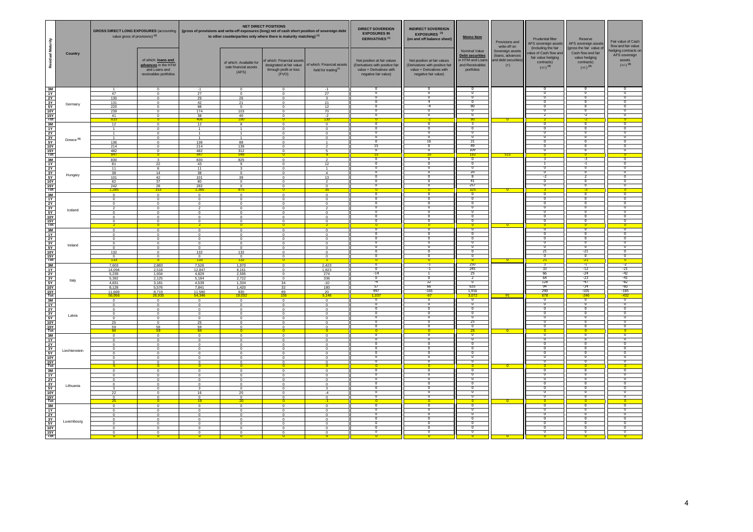| Residual Maturity | Country | GROSS DIRECT LONG EXPOSURES (accounting value gross of provisions) (1) | | NET DIRECT POSITIONS (gross of provisions and write-off exposures (long) net of cash short position of sovereign debt to other counterparties only where there is maturity matching) (1) | | | | DIRECT SOVEREIGN EXPOSURES IN DERIVATIVES (1) | INDIRECT SOVEREIGN EXPOSURES (3) (on and off balance sheet) | Memo Item | Provisions and write-off on Sovereign assets (loans, advances and debt securities) (+) | Prudential filter AFS sovereign assets (including the fair value of Cash flow and fair value hedging contracts) (+/-) (4) | Reserve AFS sovereign assets (gross the fair value of Cash flow and fair value hedging contracts) (+/-) (4) | Fair value of Cash flow and fair value hedging contracts on AFS sovereign assets (+/-) (4) |
|---|---|---|---|---|---|---|---|---|---|---|---|---|---|---|
| | | | of which: loans and advances in the HTM and Loans and receivables portfolios | | of which: Available for sale financial assets (AFS) | of which: Financial assets designated at fair value through profit or loss (FVO) | of which: Financial assets held for trading (2) | Net position at fair values (Derivatives with positive fair value + Derivatives with negative fair value) | Net position at fair values (Derivatives with positive fair value + Derivatives with negative fair value) | Nominal Value Debt securities in HTM and Loans and Receivables portfolios | | | | |
| 3M | Germany | 1 | 0 | -1 | 0 | 0 | -1 | 0 | 0 | 0 | | 0 | 0 | 0 |
| 1Y | | 47 | 0 | 27 | 0 | 0 | 27 | 0 | 0 | 0 | | 0 | 0 | 0 |
| 2Y | | 130 | 0 | 29 | 26 | 0 | 3 | 0 | 0 | 0 | | 0 | 0 | 0 |
| 3Y | | 131 | 0 | 42 | 21 | 0 | 21 | 0 | 4 | 0 | | 0 | 0 | 0 |
| 5Y | | 220 | 0 | 98 | 0 | 0 | 12 | 0 | -4 | 90 | | 0 | 0 | 0 |
| 10Y | | 239 | 0 | 174 | 103 | 0 | 70 | 0 | 0 | 0 | | 0 | 0 | 0 |
| 15Y | | 41 | 0 | 38 | 40 | 0 | -2 | 0 | 0 | 0 | | 2 | -2 | 0 |
| Tot | | 810 | 0 | 406 | 190 | 0 | 130 | 0 | -1 | 90 | 0 | 2 | -2 | 0 |
| 3M | Greece (5) | 12 | 0 | 12 | 8 | 0 | 0 | 0 | 0 | 3 | | 0 | 0 | 0 |
| 1Y | | 1 | 0 | 1 | 1 | 0 | 0 | 0 | 0 | 0 | | 0 | 0 | 0 |
| 2Y | | 1 | 0 | 1 | 1 | 0 | 0 | 0 | 0 | 0 | | 0 | 0 | 0 |
| 3Y | | 1 | 0 | 1 | 1 | 0 | 0 | 0 | 0 | 0 | | 0 | 0 | 0 |
| 5Y | | 136 | 0 | 136 | 88 | 0 | 1 | 0 | 16 | 31 | | 0 | 0 | 0 |
| 10Y | | 214 | 0 | 214 | 139 | 0 | 2 | 15 | 0 | 49 | | 0 | 0 | 0 |
| 15Y | | 482 | 0 | 482 | 312 | 0 | 5 | 0 | 0 | 109 | | 0 | 0 | 0 |
| Tot | | 847 | 0 | 847 | 548 | 0 | 9 | 15 | 16 | 192 | 515 | 0 | 0 | 0 |
| 3M | Hungary | 830 | 3 | 830 | 825 | 0 | 2 | 0 | 0 | 0 | | 3 | -3 | 0 |
| 1Y | | 81 | 22 | 43 | 9 | 0 | 12 | 0 | 0 | 0 | | 1 | -1 | 0 |
| 2Y | | 11 | 8 | 11 | 3 | 0 | 1 | 0 | 0 | 0 | | 0 | 0 | 0 |
| 3Y | | 38 | 14 | 38 | 0 | 0 | 4 | 0 | 0 | 20 | | 0 | 0 | 0 |
| 5Y | | 101 | 42 | 101 | 39 | 0 | 13 | 0 | 0 | 8 | | -2 | 2 | 0 |
| 10Y | | 82 | 37 | 80 | 0 | 0 | 2 | 0 | 0 | 41 | | 0 | 0 | 0 |
| 15Y | | 242 | 28 | 282 | 0 | 0 | 0 | 0 | 0 | 257 | | 0 | 0 | 0 |
| Tot | | 1,385 | 153 | 1,385 | 875 | 0 | 35 | 0 | 0 | 325 | 0 | 3 | -3 | 0 |
| 3M | Iceland | 0 | 0 | 0 | 0 | 0 | 0 | 0 | 0 | 0 | | 0 | 0 | 0 |
| 1Y | | 0 | 0 | 0 | 0 | 0 | 0 | 0 | 0 | 0 | | 0 | 0 | 0 |
| 2Y | | 0 | 0 | 0 | 0 | 0 | 0 | 0 | 0 | 0 | | 0 | 0 | 0 |
| 3Y | | 2 | 0 | 2 | 0 | 0 | 2 | 0 | 0 | 0 | | 0 | 0 | 0 |
| 5Y | | 0 | 0 | 0 | 0 | 0 | 0 | 0 | 0 | 0 | | 0 | 0 | 0 |
| 10Y | | 0 | 0 | 0 | 0 | 0 | 0 | 0 | 0 | 0 | | 0 | 0 | 0 |
| 15Y | | 0 | 0 | 0 | 0 | 0 | 0 | 0 | 0 | 0 | | 0 | 0 | 0 |
| Tot | | 2 | 0 | 2 | 0 | 0 | 2 | 0 | 0 | 0 | 0 | 0 | 0 | 0 |
| 3M | Ireland | 0 | 0 | 0 | 0 | 0 | 0 | 0 | 0 | 0 | | 0 | 0 | 0 |
| 1Y | | 0 | 0 | 0 | 0 | 0 | 0 | 0 | 0 | 0 | | 0 | 0 | 0 |
| 2Y | | 0 | 0 | 0 | 0 | 0 | 0 | 0 | 0 | 0 | | 0 | 0 | 0 |
| 3Y | | 0 | 0 | 0 | 0 | 0 | 0 | 0 | 0 | 0 | | 0 | 0 | 0 |
| 5Y | | 0 | 0 | 0 | 0 | 0 | 0 | 0 | 0 | 0 | | 0 | 0 | 0 |
| 10Y | | 132 | 0 | 132 | 132 | 0 | 0 | 0 | 0 | 0 | | 21 | -21 | 0 |
| 15Y | | 0 | 0 | 0 | 0 | 0 | 0 | 0 | 0 | 0 | | 0 | 0 | 0 |
| Tot | | 133 | 0 | 133 | 132 | 0 | 1 | 0 | 0 | 0 | 0 | 21 | -21 | 0 |
| 3M | Italy | 7,603 | 2,883 | 7,526 | 1,970 | 0 | 2,423 | 0 | -1 | 250 | | 3 | -1 | -2 |
| 1Y | | 14,094 | 2,518 | 12,847 | 8,161 | 0 | 1,923 | 0 | -1 | 245 | | 33 | -12 | -21 |
| 2Y | | 5,239 | 1,934 | 4,829 | 2,595 | 0 | 274 | -14 | 1 | 25 | | 66 | -24 | -42 |
| 3Y | | 5,392 | 2,125 | 5,184 | 2,722 | 0 | 336 | 0 | 0 | 2 | | 64 | -23 | -41 |
| 5Y | | 4,831 | 3,181 | 4,539 | 1,334 | 34 | -10 | -4 | 32 | 0 | | 128 | -47 | -82 |
| 10Y | | 8,128 | 5,576 | 7,841 | 1,420 | 32 | 180 | 57 | 66 | 635 | | 94 | -34 | -60 |
| 15Y | | 11,669 | 8,719 | 11,580 | 830 | 89 | 20 | 997 | -165 | 1,916 | | 290 | -105 | -185 |
| Tot | | 56,956 | 26,935 | 54,346 | 19,032 | 155 | 5,146 | 1,037 | -67 | 3,072 | 91 | 678 | -246 | -432 |
| 3M | Latvia | 0 | 0 | 0 | 0 | 0 | 0 | 0 | 0 | 0 | | 0 | 0 | 0 |
| 1Y | | 0 | 0 | 0 | 0 | 0 | 0 | 0 | 0 | 0 | | 0 | 0 | 0 |
| 2Y | | 0 | 0 | 0 | 0 | 0 | 0 | 0 | 0 | 0 | | 0 | 0 | 0 |
| 3Y | | 0 | 0 | 0 | 0 | 0 | 0 | 0 | 0 | 0 | | 0 | 0 | 0 |
| 5Y | | 0 | 0 | 0 | 0 | 0 | 0 | 0 | 0 | 0 | | 0 | 0 | 0 |
| 10Y | | 25 | 0 | 25 | 0 | 0 | 0 | 0 | 0 | 25 | | 0 | 0 | 0 |
| 15Y | | 59 | 59 | 59 | 0 | 0 | 0 | 0 | 0 | 0 | | 0 | 0 | 0 |
| Tot | | 84 | 59 | 84 | 0 | 0 | 0 | 0 | 0 | 25 | 0 | 0 | 0 | 0 |
| 3M | Liechtenstein | 0 | 0 | 0 | 0 | 0 | 0 | 0 | 0 | 0 | | 0 | 0 | 0 |
| 1Y | | 0 | 0 | 0 | 0 | 0 | 0 | 0 | 0 | 0 | | 0 | 0 | 0 |
| 2Y | | 0 | 0 | 0 | 0 | 0 | 0 | 0 | 0 | 0 | | 0 | 0 | 0 |
| 3Y | | 0 | 0 | 0 | 0 | 0 | 0 | 0 | 0 | 0 | | 0 | 0 | 0 |
| 5Y | | 0 | 0 | 0 | 0 | 0 | 0 | 0 | 0 | 0 | | 0 | 0 | 0 |
| 10Y | | 0 | 0 | 0 | 0 | 0 | 0 | 0 | 0 | 0 | | 0 | 0 | 0 |
| 15Y | | 0 | 0 | 0 | 0 | 0 | 0 | 0 | 0 | 0 | | 0 | 0 | 0 |
| Tot | | 0 | 0 | 0 | 0 | 0 | 0 | 0 | 0 | 0 | 0 | 0 | 0 | 0 |
| 3M | Lithuania | 0 | 0 | 0 | 0 | 0 | 0 | 0 | 0 | 0 | | 0 | 0 | 0 |
| 1Y | | 0 | 0 | 0 | 0 | 0 | 0 | 0 | 0 | 0 | | 0 | 0 | 0 |
| 2Y | | 0 | 0 | 0 | 0 | 0 | 0 | 0 | 0 | 0 | | 0 | 0 | 0 |
| 3Y | | 0 | 0 | 0 | 0 | 0 | 0 | 0 | 0 | 0 | | 0 | 0 | 0 |
| 5Y | | 3 | 0 | 3 | 0 | 0 | 3 | 0 | 0 | 0 | | 0 | 0 | 0 |
| 10Y | | 22 | 0 | 16 | 20 | 0 | -4 | 0 | 0 | 0 | | 0 | 0 | 0 |
| 15Y | | 0 | 0 | 0 | 0 | 0 | 0 | 0 | 0 | 0 | | 0 | 0 | 0 |
| Tot | | 25 | 0 | 19 | 20 | 0 | -1 | 0 | 0 | 0 | 0 | 0 | 0 | 0 |
| 3M | Luxembourg | 0 | 0 | 0 | 0 | 0 | 0 | 0 | 0 | 0 | | 0 | 0 | 0 |
| 1Y | | 0 | 0 | 0 | 0 | 0 | 0 | 0 | 0 | 0 | | 0 | 0 | 0 |
| 2Y | | 0 | 0 | 0 | 0 | 0 | 0 | 0 | 0 | 0 | | 0 | 0 | 0 |
| 3Y | | 0 | 0 | 0 | 0 | 0 | 0 | 0 | 0 | 0 | | 0 | 0 | 0 |
| 5Y | | 0 | 0 | 0 | 0 | 0 | 0 | 0 | 0 | 0 | | 0 | 0 | 0 |
| 10Y | | 0 | 0 | 0 | 0 | 0 | 0 | 0 | 0 | 0 | | 0 | 0 | 0 |
| 15Y | | 0 | 0 | 0 | 0 | 0 | 0 | 0 | 0 | 0 | | 0 | 0 | 0 |
| Tot | | 0 | 0 | 0 | 0 | 0 | 0 | 0 | 0 | 0 | 0 | 0 | 0 | 0 |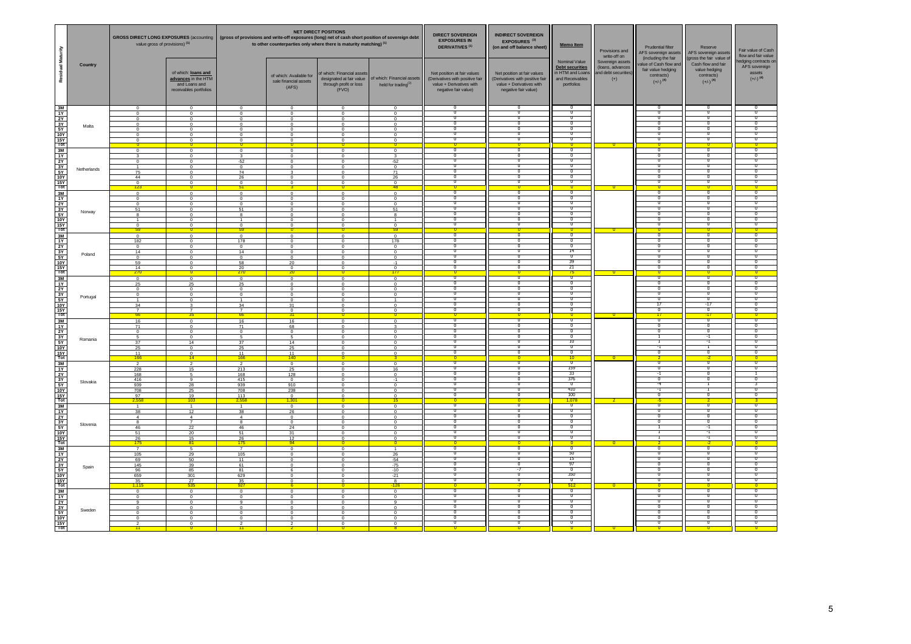| Residual Maturity | Country | GROSS DIRECT LONG EXPOSURES (accounting value gross of provisions) (1) | | NET DIRECT POSITIONS (gross of provisions and write-off exposures (long) net of cash short position of sovereign debt to other counterparties only where there is maturity matching) (1) | | | | DIRECT SOVEREIGN EXPOSURES IN DERIVATIVES (1) | INDIRECT SOVEREIGN EXPOSURES (3) (on and off balance sheet) | Memo Item | Provisions and write-off on Sovereign assets (loans, advances and debt securities) (+) | Prudential filter AFS sovereign assets (including the fair value of Cash flow and fair value hedging contracts) (+/-) (4) | Reserve AFS sovereign assets (gross the fair value of Cash flow and fair value hedging contracts) (+/-) (4) | Fair value of Cash flow and fair value hedging contracts on AFS sovereign assets (+/-) (4) |
|---|---|---|---|---|---|---|---|---|---|---|---|---|---|---|
| | | | of which: loans and advances in the HTM and Loans and receivables portfolios | | of which: Available for sale financial assets (AFS) | of which: Financial assets designated at fair value through profit or loss (FVO) | of which: Financial assets held for trading(2) | Net position at fair values (Derivatives with positive fair value + Derivatives with negative fair value) | Net position at fair values (Derivatives with positive fair value + Derivatives with negative fair value) | Nominal Value Debt securities in HTM and Loans and Receivables portfolios | | | | |
| 3M | Malta | 0 | 0 | 0 | 0 | 0 | 0 | 0 | 0 | 0 | | 0 | 0 | 0 |
| 1Y | | 0 | 0 | 0 | 0 | 0 | 0 | 0 | 0 | 0 | | 0 | 0 | 0 |
| 2Y | | 0 | 0 | 0 | 0 | 0 | 0 | 0 | 0 | 0 | | 0 | 0 | 0 |
| 3Y | | 0 | 0 | 0 | 0 | 0 | 0 | 0 | 0 | 0 | | 0 | 0 | 0 |
| 5Y | | 0 | 0 | 0 | 0 | 0 | 0 | 0 | 0 | 0 | | 0 | 0 | 0 |
| 10Y | | 0 | 0 | 0 | 0 | 0 | 0 | 0 | 0 | 0 | | 0 | 0 | 0 |
| 15Y | | 0 | 0 | 0 | 0 | 0 | 0 | 0 | 0 | 0 | | 0 | 0 | 0 |
| Tot | | 0 | 0 | 0 | 0 | 0 | 0 | 0 | 0 | 0 | 0 | 0 | 0 | 0 |
| 3M | Netherlands | 0 | 0 | 0 | 0 | 0 | 0 | 0 | 0 | 0 | | 0 | 0 | 0 |
| 1Y | | 3 | 0 | 3 | 0 | 0 | 3 | 0 | 0 | 0 | | 0 | 0 | 0 |
| 2Y | | 0 | 0 | -52 | 0 | 0 | -52 | 0 | 0 | 0 | | 0 | 0 | 0 |
| 3Y | | 1 | 0 | 0 | 0 | 0 | 0 | 0 | 0 | 0 | | 0 | 0 | 0 |
| 5Y | | 75 | 0 | 74 | 3 | 0 | 71 | 0 | 0 | 0 | | 0 | 0 | 0 |
| 10Y | | 44 | 0 | 26 | 0 | 0 | 26 | 0 | 0 | 0 | | 0 | 0 | 0 |
| 15Y | | 0 | 0 | 0 | 0 | 0 | 0 | 0 | 0 | 0 | | 0 | 0 | 0 |
| Tot | | 123 | 0 | 51 | 3 | 0 | 48 | 0 | 0 | 0 | 0 | 0 | 0 | 0 |
| 3M | Norway | 0 | 0 | 0 | 0 | 0 | 0 | 0 | 0 | 0 | | 0 | 0 | 0 |
| 1Y | | 0 | 0 | 0 | 0 | 0 | 0 | 0 | 0 | 0 | | 0 | 0 | 0 |
| 2Y | | 0 | 0 | 0 | 0 | 0 | 0 | 0 | 0 | 0 | | 0 | 0 | 0 |
| 3Y | | 51 | 0 | 51 | 0 | 0 | 51 | 0 | 0 | 0 | | 0 | 0 | 0 |
| 5Y | | 8 | 0 | 8 | 0 | 0 | 8 | 0 | 0 | 0 | | 0 | 0 | 0 |
| 10Y | | 1 | 0 | 1 | 0 | 0 | 1 | 0 | 0 | 0 | | 0 | 0 | 0 |
| 15Y | | 0 | 0 | 0 | 0 | 0 | 0 | 0 | 0 | 0 | | 0 | 0 | 0 |
| Tot | | 59 | 0 | 59 | 0 | 0 | 59 | 0 | 0 | 0 | 0 | 0 | 0 | 0 |
| 3M | Poland | 0 | 0 | 0 | 0 | 0 | 0 | 0 | 0 | 0 | | 0 | 0 | 0 |
| 1Y | | 182 | 0 | 178 | 0 | 0 | 178 | 0 | 0 | 0 | | 0 | 0 | 0 |
| 2Y | | 0 | 0 | 0 | 0 | 0 | 0 | 0 | 0 | 0 | | 0 | 0 | 0 |
| 3Y | | 14 | 0 | 14 | 0 | 0 | 0 | 0 | 0 | 14 | | 0 | 0 | 0 |
| 5Y | | 0 | 0 | 0 | 0 | 0 | 0 | 0 | 0 | 0 | | 0 | 0 | 0 |
| 10Y | | 59 | 0 | 58 | 20 | 0 | -1 | 0 | 0 | 39 | | 0 | 0 | 0 |
| 15Y | | 14 | 0 | 20 | 0 | 0 | 0 | 0 | 0 | 21 | | 0 | 0 | 0 |
| Tot | | 270 | 0 | 270 | 20 | 0 | 177 | 0 | 0 | 75 | 0 | 0 | 0 | 0 |
| 3M | Portugal | 0 | 0 | 0 | 0 | 0 | 0 | 0 | 0 | 0 | | 0 | 0 | 0 |
| 1Y | | 25 | 25 | 25 | 0 | 0 | 0 | 0 | 0 | 0 | | 0 | 0 | 0 |
| 2Y | | 0 | 0 | 0 | 0 | 0 | 0 | 0 | 0 | 0 | | 0 | 0 | 0 |
| 3Y | | 0 | 0 | 0 | 0 | 0 | 0 | 0 | 0 | 0 | | 0 | 0 | 0 |
| 5Y | | 1 | 0 | 1 | 0 | 0 | 1 | 0 | 0 | 0 | | 0 | 0 | 0 |
| 10Y | | 34 | 3 | 34 | 31 | 0 | 0 | 0 | 0 | 0 | | 17 | -17 | 0 |
| 15Y | | 7 | 7 | 7 | 0 | 0 | 0 | 0 | 0 | 0 | | 0 | 0 | 0 |
| Tot | | 66 | 35 | 66 | 31 | 0 | 0 | 0 | 0 | 0 | 0 | 17 | -17 | 0 |
| 3M | Romania | 16 | 0 | 16 | 16 | 0 | 0 | 0 | 0 | 0 | | 0 | 0 | 0 |
| 1Y | | 71 | 0 | 71 | 68 | 0 | 3 | 0 | 0 | 0 | | 0 | 0 | 0 |
| 2Y | | 0 | 0 | 0 | 0 | 0 | 0 | 0 | 0 | 0 | | 0 | 0 | 0 |
| 3Y | | 5 | 0 | 5 | 5 | 0 | 0 | 0 | 0 | 0 | | 1 | -1 | 0 |
| 5Y | | 37 | 14 | 37 | 14 | 0 | 0 | 0 | 0 | 10 | | 1 | -1 | 0 |
| 10Y | | 25 | 0 | 25 | 25 | 0 | 0 | 0 | 0 | 0 | | -1 | 1 | 0 |
| 15Y | | 11 | 0 | 11 | 11 | 0 | 0 | 0 | 0 | 0 | | 0 | 0 | 0 |
| Tot | | 166 | 14 | 166 | 140 | 0 | 3 | 0 | 0 | 10 | 0 | 2 | -2 | 0 |
| 3M | Slovakia | 2 | 2 | 2 | 0 | 0 | 0 | 0 | 0 | 0 | | 0 | 0 | 0 |
| 1Y | | 228 | 15 | 213 | 25 | 0 | 16 | 0 | 0 | 159 | | 0 | 0 | 0 |
| 2Y | | 168 | 5 | 168 | 128 | 0 | 0 | 0 | 0 | 33 | | -1 | 0 | 1 |
| 3Y | | 416 | 9 | 415 | 0 | 0 | -1 | 0 | 0 | 376 | | 0 | 0 | 0 |
| 5Y | | 939 | 28 | 939 | 910 | 0 | 0 | 0 | 0 | 0 | | -4 | 1 | 3 |
| 10Y | | 708 | 25 | 708 | 238 | 0 | 0 | 0 | 0 | 410 | | -1 | 1 | 0 |
| 15Y | | 97 | 19 | 113 | 0 | 0 | 0 | 0 | 0 | 100 | | 0 | 0 | 0 |
| Tot | | 2,558 | 103 | 2,558 | 1,301 | 0 | 15 | 0 | 0 | 1,078 | 2 | -5 | 2 | 3 |
| 3M | Slovenia | 1 | 1 | 1 | 0 | 0 | 0 | 0 | 0 | 0 | | 0 | 0 | 0 |
| 1Y | | 38 | 12 | 38 | 26 | 0 | 0 | 0 | 0 | 0 | | 0 | 0 | 0 |
| 2Y | | 4 | 4 | 4 | 0 | 0 | 0 | 0 | 0 | 0 | | 0 | 0 | 0 |
| 3Y | | 8 | 7 | 8 | 0 | 0 | 0 | 0 | 0 | 0 | | 0 | 0 | 0 |
| 5Y | | 46 | 22 | 46 | 24 | 0 | 0 | 0 | 0 | 0 | | 1 | -1 | 0 |
| 10Y | | 51 | 20 | 51 | 31 | 0 | 0 | 0 | 0 | 0 | | 1 | -1 | 0 |
| 15Y | | 26 | 15 | 26 | 12 | 0 | 0 | 0 | 0 | 0 | | 1 | -1 | 0 |
| Tot | | 175 | 81 | 175 | 94 | 0 | 0 | 0 | 0 | 0 | 0 | 2 | -2 | 0 |
| 3M | Spain | 7 | 5 | 7 | 0 | 0 | 1 | 0 | 0 | 0 | | 0 | 0 | 0 |
| 1Y | | 105 | 29 | 105 | 0 | 0 | 26 | 0 | 0 | 50 | | 0 | 0 | 0 |
| 2Y | | 69 | 50 | 11 | 0 | 0 | -54 | 0 | 0 | 15 | | 0 | 0 | 0 |
| 3Y | | 145 | 39 | 61 | 0 | 0 | -75 | 0 | 0 | 97 | | 0 | 0 | 0 |
| 5Y | | 96 | 85 | 81 | 6 | 0 | -10 | 0 | -7 | 0 | | 0 | 0 | 0 |
| 10Y | | 659 | 301 | 629 | 0 | 0 | -21 | 0 | 0 | 350 | | 0 | 0 | 0 |
| 15Y | | 35 | 27 | 35 | 0 | 0 | 8 | 0 | 0 | 0 | | 0 | 0 | 0 |
| Tot | | 1,115 | 535 | 927 | 6 | 0 | -126 | 0 | -7 | 512 | 0 | 0 | 0 | 0 |
| 3M | Sweden | 0 | 0 | 0 | 0 | 0 | 0 | 0 | 0 | 0 | | 0 | 0 | 0 |
| 1Y | | 0 | 0 | 0 | 0 | 0 | 0 | 0 | 0 | 0 | | 0 | 0 | 0 |
| 2Y | | 9 | 0 | 9 | 0 | 0 | 9 | 0 | 0 | 0 | | 0 | 0 | 0 |
| 3Y | | 0 | 0 | 0 | 0 | 0 | 0 | 0 | 0 | 0 | | 0 | 0 | 0 |
| 5Y | | 0 | 0 | 0 | 0 | 0 | 0 | 0 | 0 | 0 | | 0 | 0 | 0 |
| 10Y | | 0 | 0 | 0 | 0 | 0 | 0 | 0 | 0 | 0 | | 0 | 0 | 0 |
| 15Y | | 2 | 0 | 2 | 2 | 0 | 0 | 0 | 0 | 0 | | 0 | 0 | 0 |
| Tot | | 11 | 0 | 11 | 2 | 0 | 8 | 0 | 0 | 0 | 0 | 0 | 0 | 0 |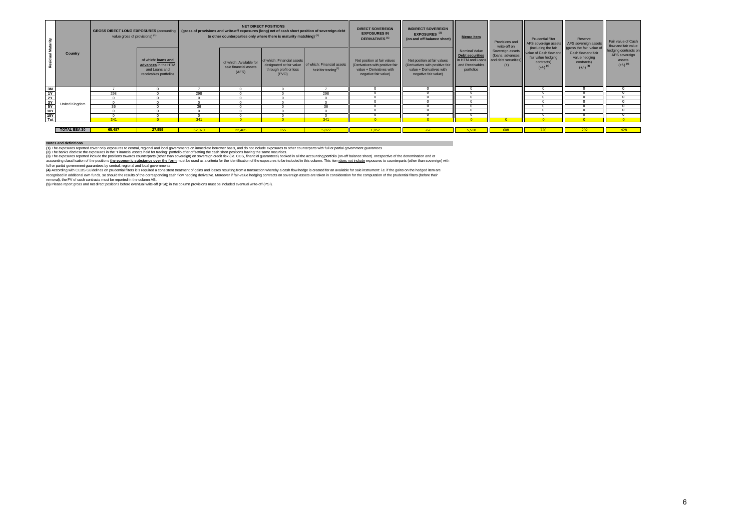| Residual Maturity | Country | GROSS DIRECT LONG EXPOSURES (accounting value gross of provisions) (1) | | NET DIRECT POSITIONS (gross of provisions and write-off exposures (long) net of cash short position of sovereign debt to other counterparties only where there is maturity matching) (1) | | | | DIRECT SOVEREIGN EXPOSURES IN DERIVATIVES (1) | INDIRECT SOVEREIGN EXPOSURES (3) (on and off balance sheet) | Memo Item | Provisions and write-off on Sovereign assets (loans, advances and debt securities) (+) | Prudential filter AFS sovereign assets (including the fair value of Cash flow and fair value hedging contracts) (+/-) (4) | Reserve AFS sovereign assets (gross the fair value of Cash flow and fair value hedging contracts) (+/-) (4) | Fair value of Cash flow and fair value hedging contracts on AFS sovereign assets (+/-) (4) |
|---|---|---|---|---|---|---|---|---|---|---|---|---|---|---|
| | | | of which: loans and advances in the HTM and Loans and receivables portfolios | | of which: Available for sale financial assets (AFS) | of which: Financial assets designated at fair value through profit or loss (FVO) | of which: Financial assets held for trading (2) | Net position at fair values (Derivatives with positive fair value + Derivatives with negative fair value) | Net position at fair values (Derivatives with positive fair value + Derivatives with negative fair value) | Nominal Value Debt securities in HTM and Loans and Receivables portfolios | | | | |
| 3M | United Kingdom | 7 | 0 | 7 | 0 | 0 | 7 | 0 | 0 | 0 | | 0 | 0 | 0 |
| 1Y | | 298 | 0 | 298 | 0 | 0 | 298 | 0 | 0 | 0 | | 0 | 0 | 0 |
| 2Y | | 0 | 0 | 0 | 0 | 0 | 0 | 0 | 0 | 0 | | 0 | 0 | 0 |
| 3Y | | 0 | 0 | 0 | 0 | 0 | 0 | 0 | 0 | 0 | | 0 | 0 | 0 |
| 5Y | | 36 | 0 | 36 | 0 | 0 | 36 | 0 | 0 | 0 | | 0 | 0 | 0 |
| 10Y | | 0 | 0 | 0 | 0 | 0 | 0 | 0 | 0 | 0 | | 0 | 0 | 0 |
| 15Y | | 0 | 0 | 0 | 0 | 0 | 0 | 0 | 0 | 0 | | 0 | 0 | 0 |
| Tot | | 341 | 0 | 341 | 0 | 0 | 341 | 0 | 0 | 0 | 0 | 0 | 0 | 0 |
| | **TOTAL EEA 30** | 65,487 | 27,959 | 62,070 | 22,465 | 155 | 5,822 | 1,052 | -67 | 5,518 | 608 | 720 | -292 | -428 |

**Notes and definitions**

**(1)** The exposures reported cover only exposures to central, regional and local governments on immediate borrower basis, and do not include exposures to other counterparts with full or partial government guarantees
**(2)** The banks disclose the exposures in the "Financial assets held for trading" portfolio after offsetting the cash short positions having the same maturities.
**(3)** The exposures reported include the positions towards counterparts (other than sovereign) on sovereign credit risk (i.e. CDS, financial guarantees) booked in all the accounting portfolio (on-off balance sheet). Irrespective of the denomination and or accounting classification of the positions **the economic substance over the form** must be used as a criteria for the identification of the exposures to be included in this column. This item does not include exposures to counterparts (other than sovereign) with full or partial government guarantees by central, regional and local governments
**(4)** According with CEBS Guidelines on prudential filters it is required a consistent treatment of gains and losses resulting from a transaction whereby a cash flow hedge is created for an available for sale instrument: i.e. if the gains on the hedged item are recognised in additional own funds, so should the results of the corresponding cash flow hedging derivative. Moreover if fair-value hedging contracts on sovereign assets are taken in consideration for the computation of the prudential filters (before their removal), the FV of such contracts must be reported in the column AB.
**(5)** Please report gross and net direct positions before eventual write-off (PSI); in the column provisions must be included eventual write-off (PSI).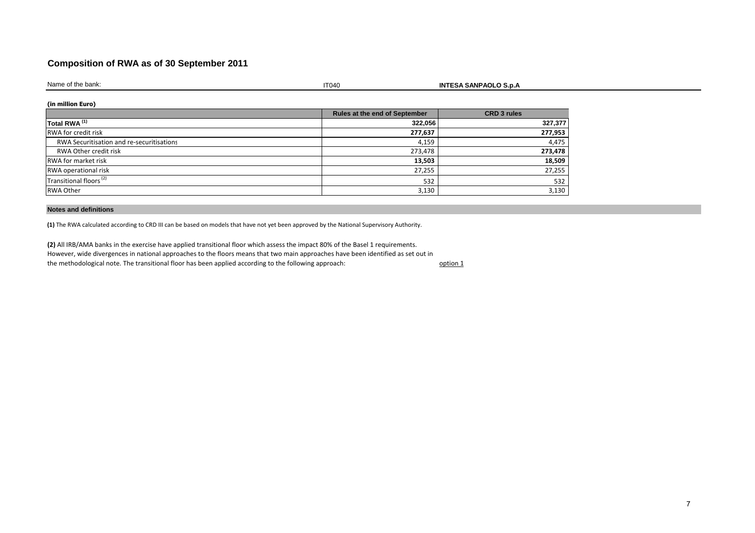# Composition of RWA as of 30 September 2011

Name of the bank: IT040 **INTESA SANPAOLO S.p.A**

**(in million Euro)**

| | Rules at the end of September | CRD 3 rules |
|---|---|---|
| **Total RWA [(1)]** | **322,056** | **327,377** |
| RWA for credit risk | **277,637** | **277,953** |
| RWA Securitisation and re-securitisations | 4,159 | 4,475 |
| RWA Other credit risk | 273,478 | **273,478** |
| RWA for market risk | **13,503** | **18,509** |
| RWA operational risk | 27,255 | 27,255 |
| Transitional floors [(2)] | 532 | 532 |
| RWA Other | 3,130 | 3,130 |

**Notes and definitions**

**(1)** The RWA calculated according to CRD III can be based on models that have not yet been approved by the National Supervisory Authority.

**(2)** All IRB/AMA banks in the exercise have applied transitional floor which assess the impact 80% of the Basel 1 requirements. However, wide divergences in national approaches to the floors means that two main approaches have been identified as set out in the methodological note. The transitional floor has been applied according to the following approach: option 1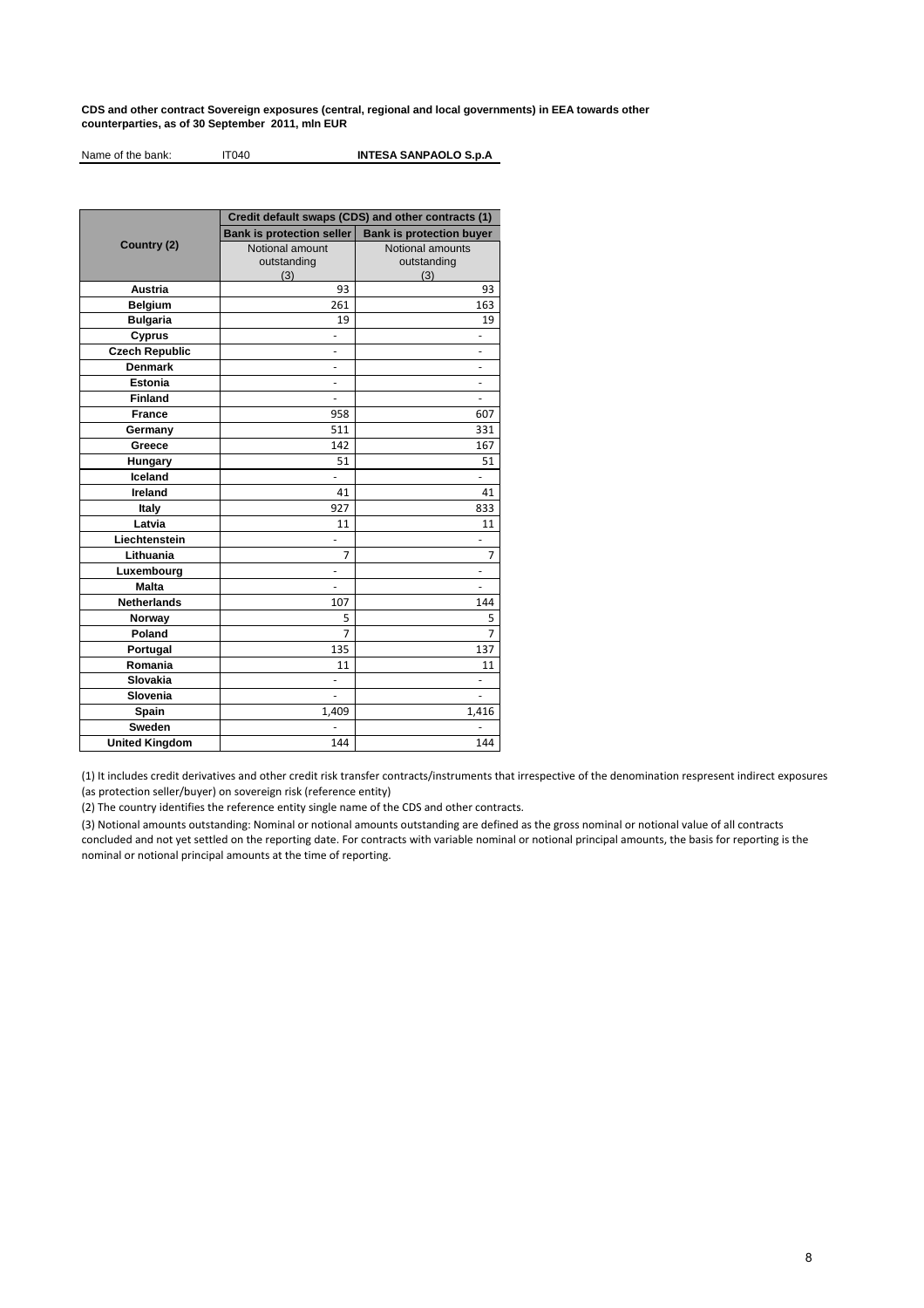**CDS and other contract Sovereign exposures (central, regional and local governments) in EEA towards other counterparties, as of 30 September 2011, mln EUR**

Name of the bank: IT040 **INTESA SANPAOLO S.p.A**

| Country (2) | Credit default swaps (CDS) and other contracts (1) | |
|---|---|---|
| | Bank is protection seller | Bank is protection buyer |
| | Notional amount outstanding (3) | Notional amounts outstanding (3) |
| **Austria** | 93 | 93 |
| **Belgium** | 261 | 163 |
| **Bulgaria** | 19 | 19 |
| **Cyprus** | - | - |
| **Czech Republic** | - | - |
| **Denmark** | - | - |
| **Estonia** | - | - |
| **Finland** | - | - |
| **France** | 958 | 607 |
| **Germany** | 511 | 331 |
| **Greece** | 142 | 167 |
| **Hungary** | 51 | 51 |
| **Iceland** | - | - |
| **Ireland** | 41 | 41 |
| **Italy** | 927 | 833 |
| **Latvia** | 11 | 11 |
| **Liechtenstein** | - | - |
| **Lithuania** | 7 | 7 |
| **Luxembourg** | - | - |
| **Malta** | - | - |
| **Netherlands** | 107 | 144 |
| **Norway** | 5 | 5 |
| **Poland** | 7 | 7 |
| **Portugal** | 135 | 137 |
| **Romania** | 11 | 11 |
| **Slovakia** | - | - |
| **Slovenia** | - | - |
| **Spain** | 1,409 | 1,416 |
| **Sweden** | - | - |
| **United Kingdom** | 144 | 144 |

(1) It includes credit derivatives and other credit risk transfer contracts/instruments that irrespective of the denomination respresent indirect exposures (as protection seller/buyer) on sovereign risk (reference entity)

(2) The country identifies the reference entity single name of the CDS and other contracts.

(3) Notional amounts outstanding: Nominal or notional amounts outstanding are defined as the gross nominal or notional value of all contracts concluded and not yet settled on the reporting date. For contracts with variable nominal or notional principal amounts, the basis for reporting is the nominal or notional principal amounts at the time of reporting.